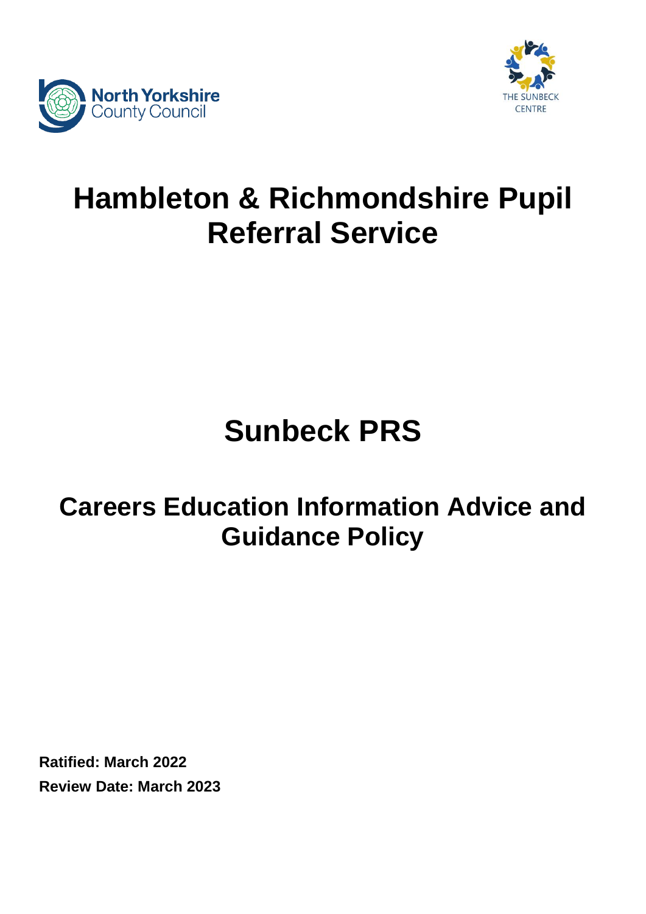North Yorkshire County Council

THE SUNBECK CENTRE

# Hambleton & Richmondshire Pupil Referral Service

# Sunbeck PRS

## Careers Education Information Advice and Guidance Policy

**Ratified: March 2022**

**Review Date: March 2023**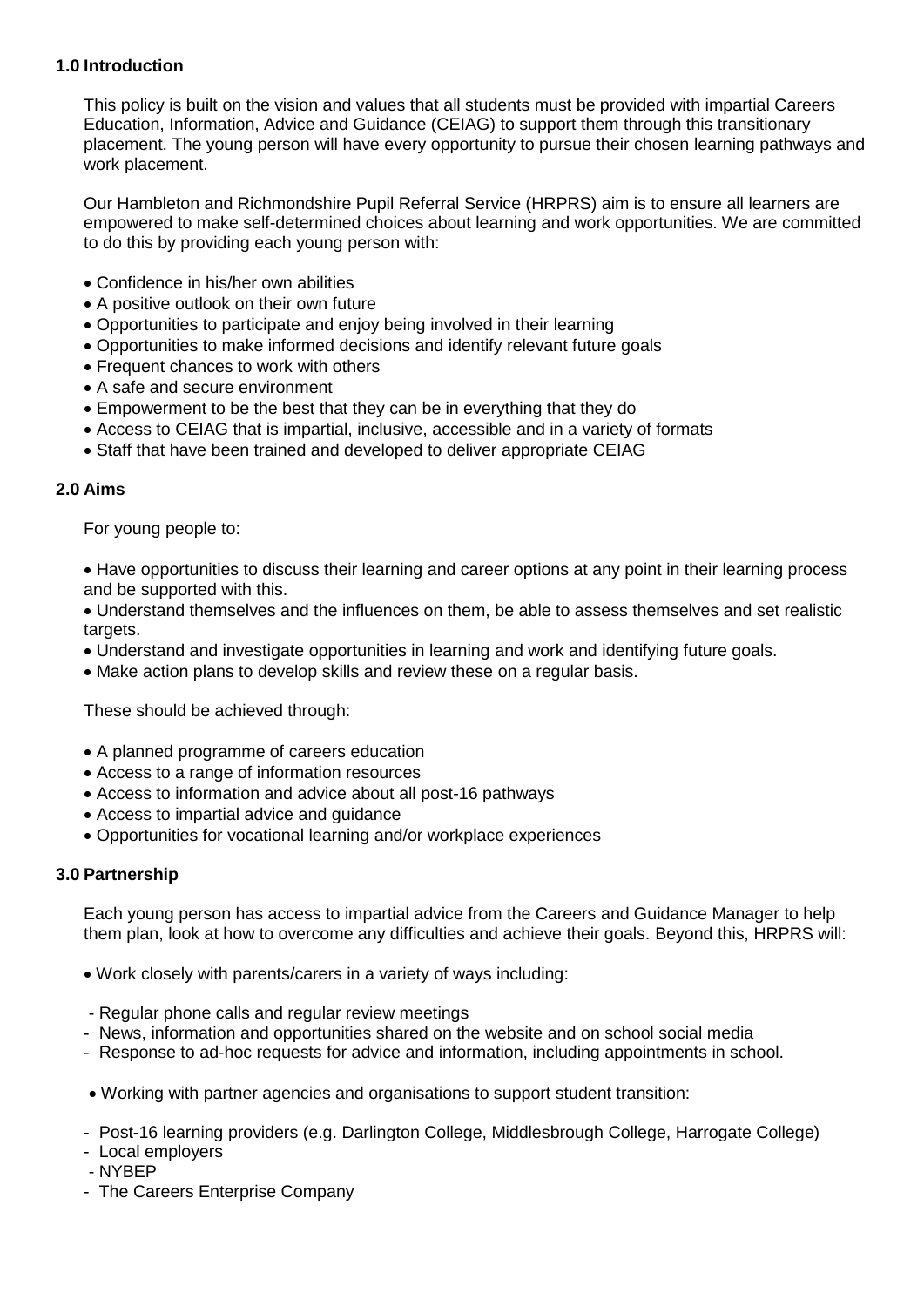## 1.0 Introduction

This policy is built on the vision and values that all students must be provided with impartial Careers Education, Information, Advice and Guidance (CEIAG) to support them through this transitionary placement. The young person will have every opportunity to pursue their chosen learning pathways and work placement.

Our Hambleton and Richmondshire Pupil Referral Service (HRPRS) aim is to ensure all learners are empowered to make self-determined choices about learning and work opportunities. We are committed to do this by providing each young person with:

- Confidence in his/her own abilities
- A positive outlook on their own future
- Opportunities to participate and enjoy being involved in their learning
- Opportunities to make informed decisions and identify relevant future goals
- Frequent chances to work with others
- A safe and secure environment
- Empowerment to be the best that they can be in everything that they do
- Access to CEIAG that is impartial, inclusive, accessible and in a variety of formats
- Staff that have been trained and developed to deliver appropriate CEIAG

## 2.0 Aims

For young people to:

- Have opportunities to discuss their learning and career options at any point in their learning process and be supported with this.
- Understand themselves and the influences on them, be able to assess themselves and set realistic targets.
- Understand and investigate opportunities in learning and work and identifying future goals.
- Make action plans to develop skills and review these on a regular basis.

These should be achieved through:

- A planned programme of careers education
- Access to a range of information resources
- Access to information and advice about all post-16 pathways
- Access to impartial advice and guidance
- Opportunities for vocational learning and/or workplace experiences

## 3.0 Partnership

Each young person has access to impartial advice from the Careers and Guidance Manager to help them plan, look at how to overcome any difficulties and achieve their goals. Beyond this, HRPRS will:

- Work closely with parents/carers in a variety of ways including:
  - Regular phone calls and regular review meetings
  - News, information and opportunities shared on the website and on school social media
  - Response to ad-hoc requests for advice and information, including appointments in school.
- Working with partner agencies and organisations to support student transition:
  - Post-16 learning providers (e.g. Darlington College, Middlesbrough College, Harrogate College)
  - Local employers
  - NYBEP
  - The Careers Enterprise Company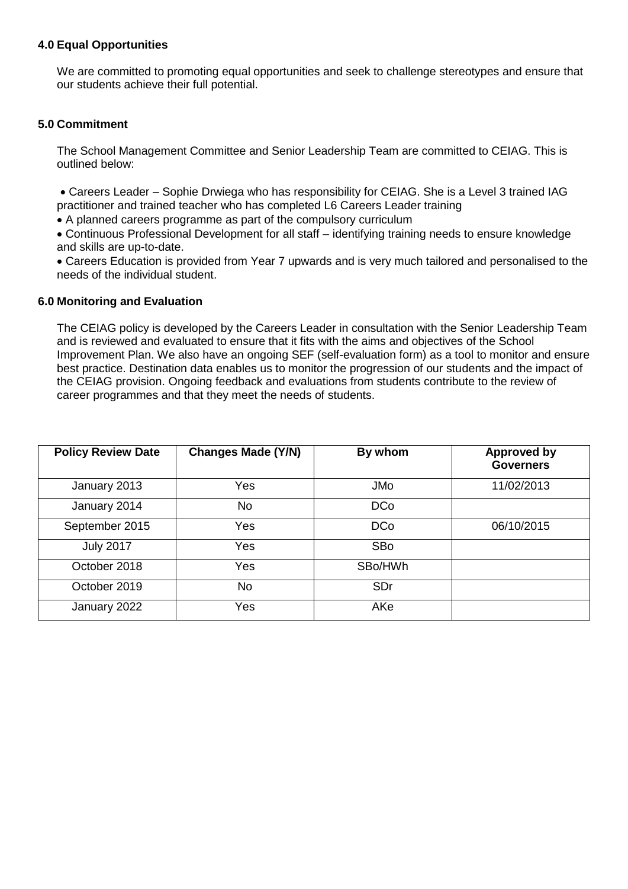### 4.0 Equal Opportunities

We are committed to promoting equal opportunities and seek to challenge stereotypes and ensure that our students achieve their full potential.

### 5.0 Commitment

The School Management Committee and Senior Leadership Team are committed to CEIAG. This is outlined below:

- Careers Leader – Sophie Drwiega who has responsibility for CEIAG. She is a Level 3 trained IAG practitioner and trained teacher who has completed L6 Careers Leader training
- A planned careers programme as part of the compulsory curriculum
- Continuous Professional Development for all staff – identifying training needs to ensure knowledge and skills are up-to-date.
- Careers Education is provided from Year 7 upwards and is very much tailored and personalised to the needs of the individual student.

### 6.0 Monitoring and Evaluation

The CEIAG policy is developed by the Careers Leader in consultation with the Senior Leadership Team and is reviewed and evaluated to ensure that it fits with the aims and objectives of the School Improvement Plan. We also have an ongoing SEF (self-evaluation form) as a tool to monitor and ensure best practice. Destination data enables us to monitor the progression of our students and the impact of the CEIAG provision. Ongoing feedback and evaluations from students contribute to the review of career programmes and that they meet the needs of students.

| Policy Review Date | Changes Made (Y/N) | By whom | Approved by Governers |
|---|---|---|---|
| January 2013 | Yes | JMo | 11/02/2013 |
| January 2014 | No | DCo | |
| September 2015 | Yes | DCo | 06/10/2015 |
| July 2017 | Yes | SBo | |
| October 2018 | Yes | SBo/HWh | |
| October 2019 | No | SDr | |
| January 2022 | Yes | AKe | |